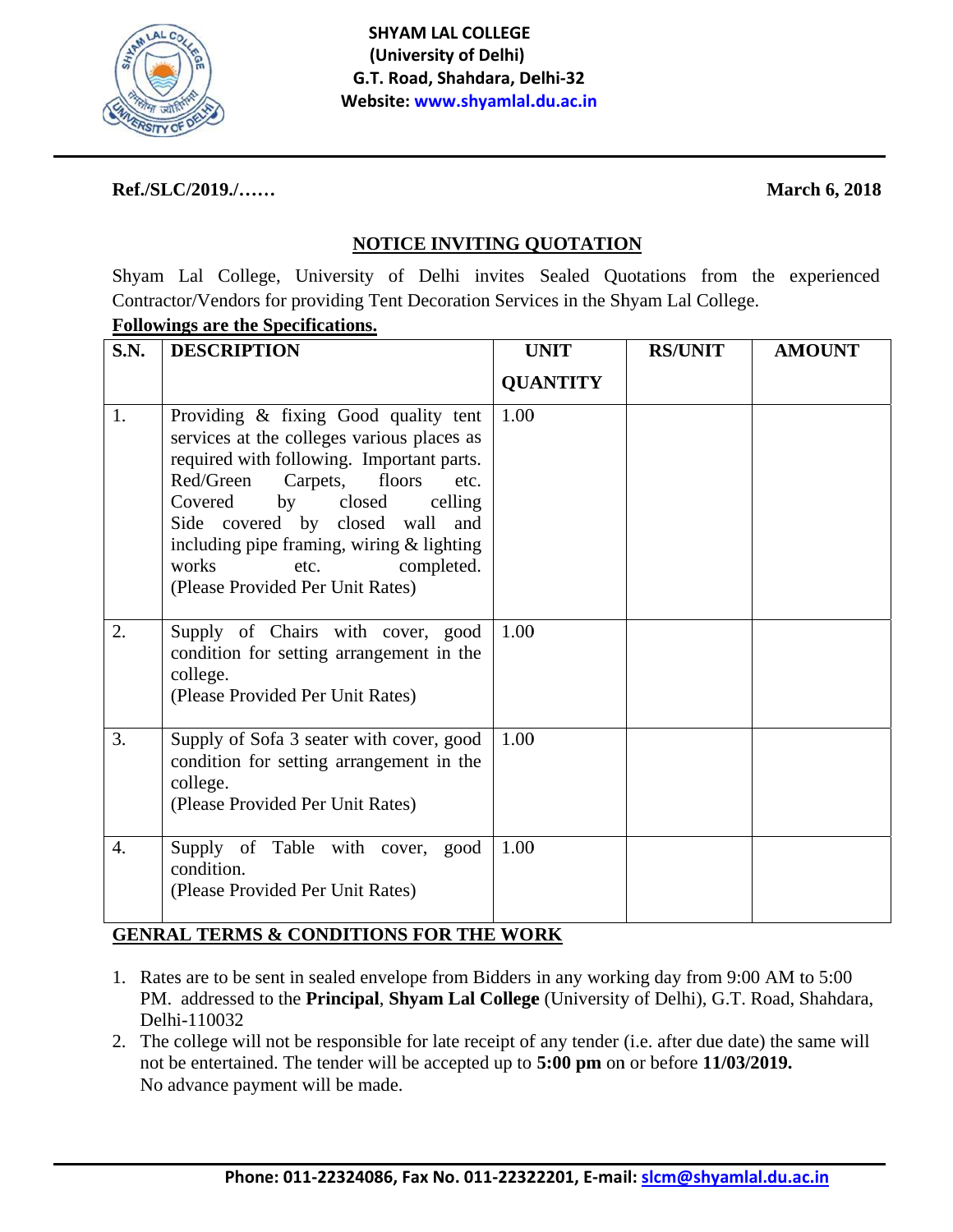**SHYAM LAL COLLEGE**
**(University of Delhi)**
**G.T. Road, Shahdara, Delhi-32**
**Website: www.shyamlal.du.ac.in**

**Ref./SLC/2019./……** **March 6, 2018**

## NOTICE INVITING QUOTATION

Shyam Lal College, University of Delhi invites Sealed Quotations from the experienced Contractor/Vendors for providing Tent Decoration Services in the Shyam Lal College.

**Followings are the Specifications.**

| S.N. | DESCRIPTION | UNIT QUANTITY | RS/UNIT | AMOUNT |
|---|---|---|---|---|
| 1. | Providing & fixing Good quality tent services at the colleges various places as required with following. Important parts. Red/Green Carpets, floors etc. Covered by closed celling Side covered by closed wall and including pipe framing, wiring & lighting works etc. completed. (Please Provided Per Unit Rates) | 1.00 | | |
| 2. | Supply of Chairs with cover, good condition for setting arrangement in the college. (Please Provided Per Unit Rates) | 1.00 | | |
| 3. | Supply of Sofa 3 seater with cover, good condition for setting arrangement in the college. (Please Provided Per Unit Rates) | 1.00 | | |
| 4. | Supply of Table with cover, good condition. (Please Provided Per Unit Rates) | 1.00 | | |

**GENRAL TERMS & CONDITIONS FOR THE WORK**

1. Rates are to be sent in sealed envelope from Bidders in any working day from 9:00 AM to 5:00 PM. addressed to the **Principal**, **Shyam Lal College** (University of Delhi), G.T. Road, Shahdara, Delhi-110032
2. The college will not be responsible for late receipt of any tender (i.e. after due date) the same will not be entertained. The tender will be accepted up to **5:00 pm** on or before **11/03/2019.**
   No advance payment will be made.

**Phone: 011-22324086, Fax No. 011-22322201, E-mail: slcm@shyamlal.du.ac.in**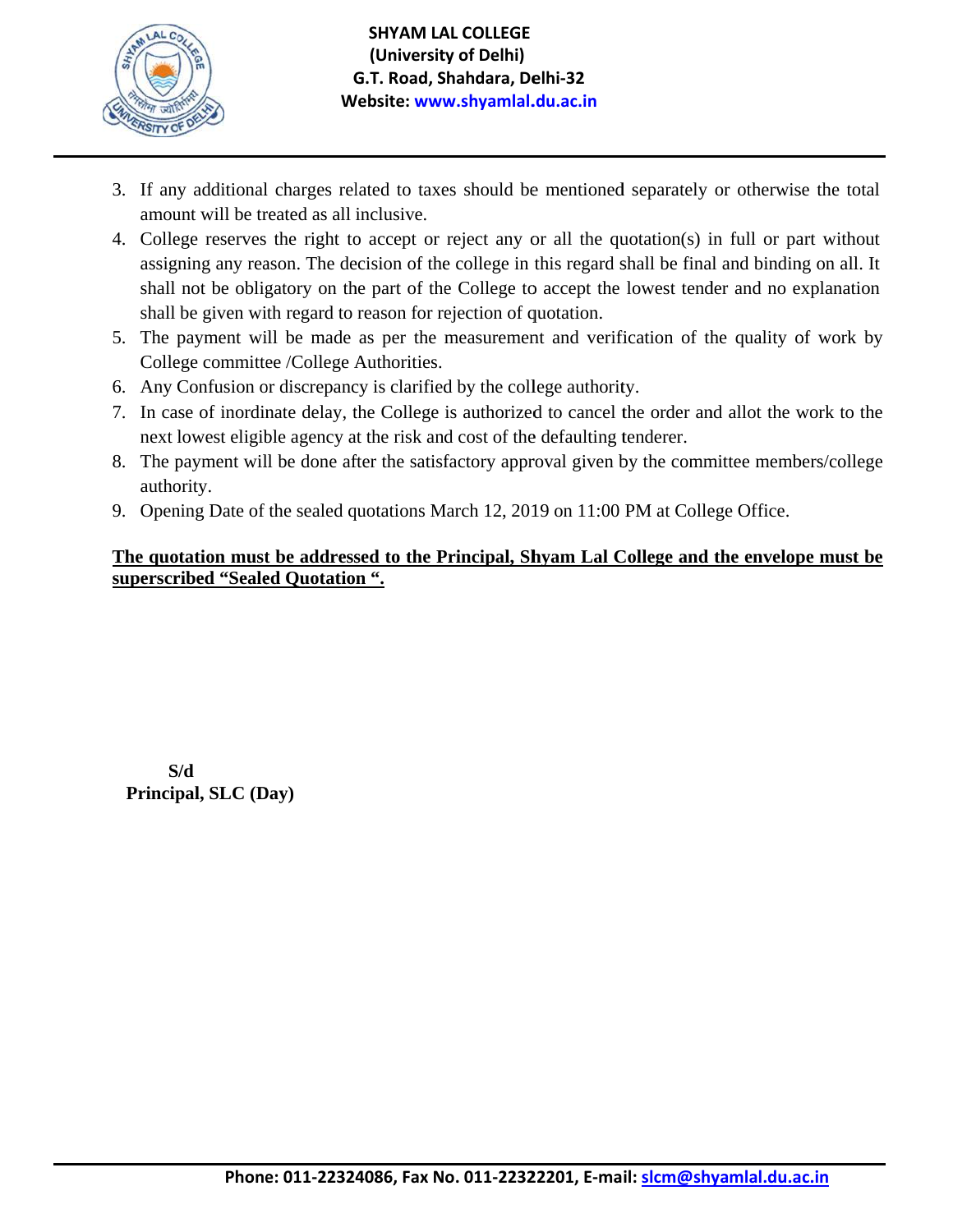3. If any additional charges related to taxes should be mentioned separately or otherwise the total amount will be treated as all inclusive.
4. College reserves the right to accept or reject any or all the quotation(s) in full or part without assigning any reason. The decision of the college in this regard shall be final and binding on all. It shall not be obligatory on the part of the College to accept the lowest tender and no explanation shall be given with regard to reason for rejection of quotation.
5. The payment will be made as per the measurement and verification of the quality of work by College committee /College Authorities.
6. Any Confusion or discrepancy is clarified by the college authority.
7. In case of inordinate delay, the College is authorized to cancel the order and allot the work to the next lowest eligible agency at the risk and cost of the defaulting tenderer.
8. The payment will be done after the satisfactory approval given by the committee members/college authority.
9. Opening Date of the sealed quotations March 12, 2019 on 11:00 PM at College Office.

**The quotation must be addressed to the Principal, Shyam Lal College and the envelope must be superscribed "Sealed Quotation ".**

**S/d**
**Principal, SLC (Day)**